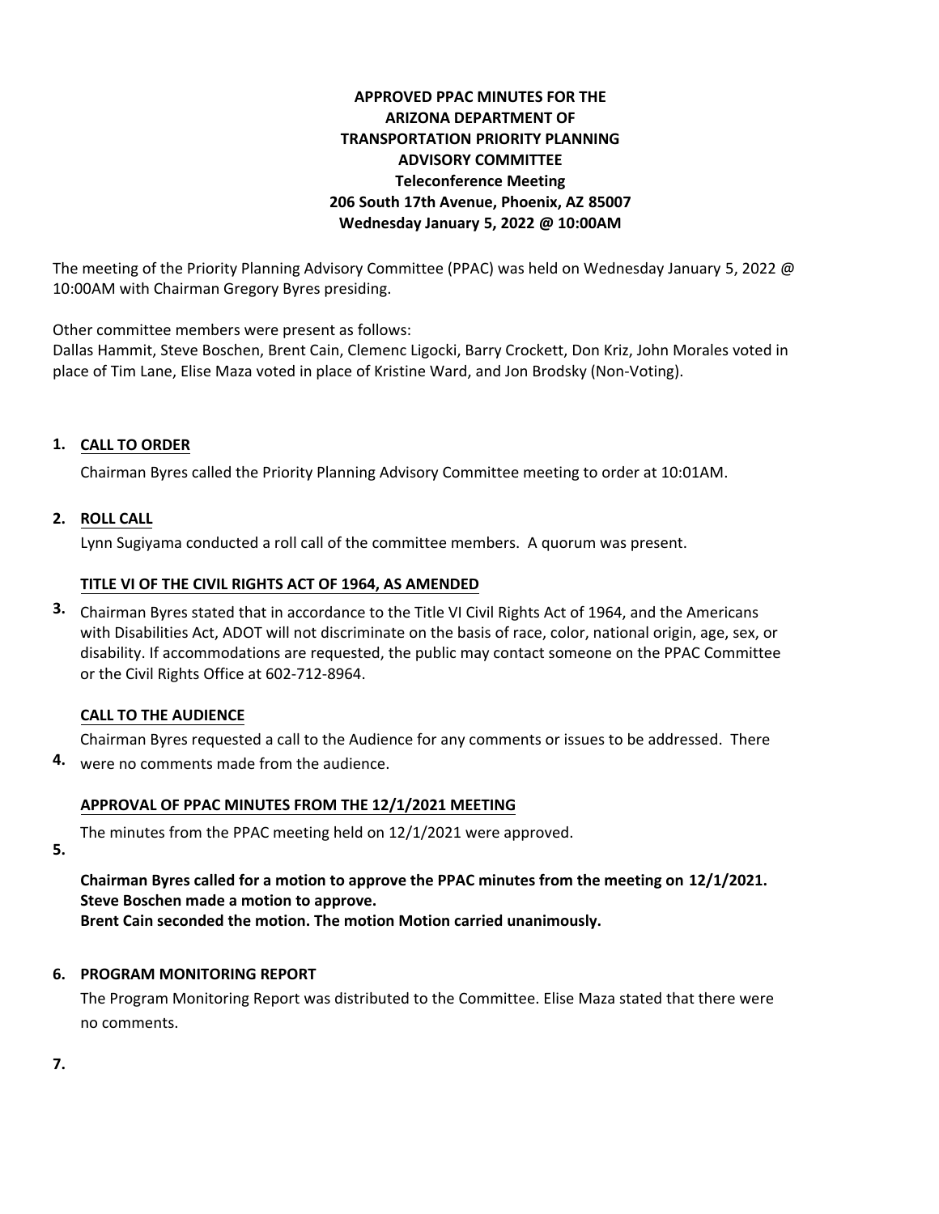# APPROVED PPAC MINUTES FOR THE ARIZONA DEPARTMENT OF TRANSPORTATION PRIORITY PLANNING ADVISORY COMMITTEE

**Teleconference Meeting**
**206 South 17th Avenue, Phoenix, AZ 85007**
**Wednesday January 5, 2022 @ 10:00AM**

The meeting of the Priority Planning Advisory Committee (PPAC) was held on Wednesday January 5, 2022 @ 10:00AM with Chairman Gregory Byres presiding.

Other committee members were present as follows:
Dallas Hammit, Steve Boschen, Brent Cain, Clemenc Ligocki, Barry Crockett, Don Kriz, John Morales voted in place of Tim Lane, Elise Maza voted in place of Kristine Ward, and Jon Brodsky (Non-Voting).

**1. CALL TO ORDER**

Chairman Byres called the Priority Planning Advisory Committee meeting to order at 10:01AM.

**2. ROLL CALL**

Lynn Sugiyama conducted a roll call of the committee members. A quorum was present.

**3. TITLE VI OF THE CIVIL RIGHTS ACT OF 1964, AS AMENDED**

Chairman Byres stated that in accordance to the Title VI Civil Rights Act of 1964, and the Americans with Disabilities Act, ADOT will not discriminate on the basis of race, color, national origin, age, sex, or disability. If accommodations are requested, the public may contact someone on the PPAC Committee or the Civil Rights Office at 602-712-8964.

**4. CALL TO THE AUDIENCE**

Chairman Byres requested a call to the Audience for any comments or issues to be addressed. There were no comments made from the audience.

**5. APPROVAL OF PPAC MINUTES FROM THE 12/1/2021 MEETING**

The minutes from the PPAC meeting held on 12/1/2021 were approved.

**Chairman Byres called for a motion to approve the PPAC minutes from the meeting on 12/1/2021.**
**Steve Boschen made a motion to approve.**
**Brent Cain seconded the motion. The motion Motion carried unanimously.**

**6. PROGRAM MONITORING REPORT**

The Program Monitoring Report was distributed to the Committee. Elise Maza stated that there were no comments.

**7.**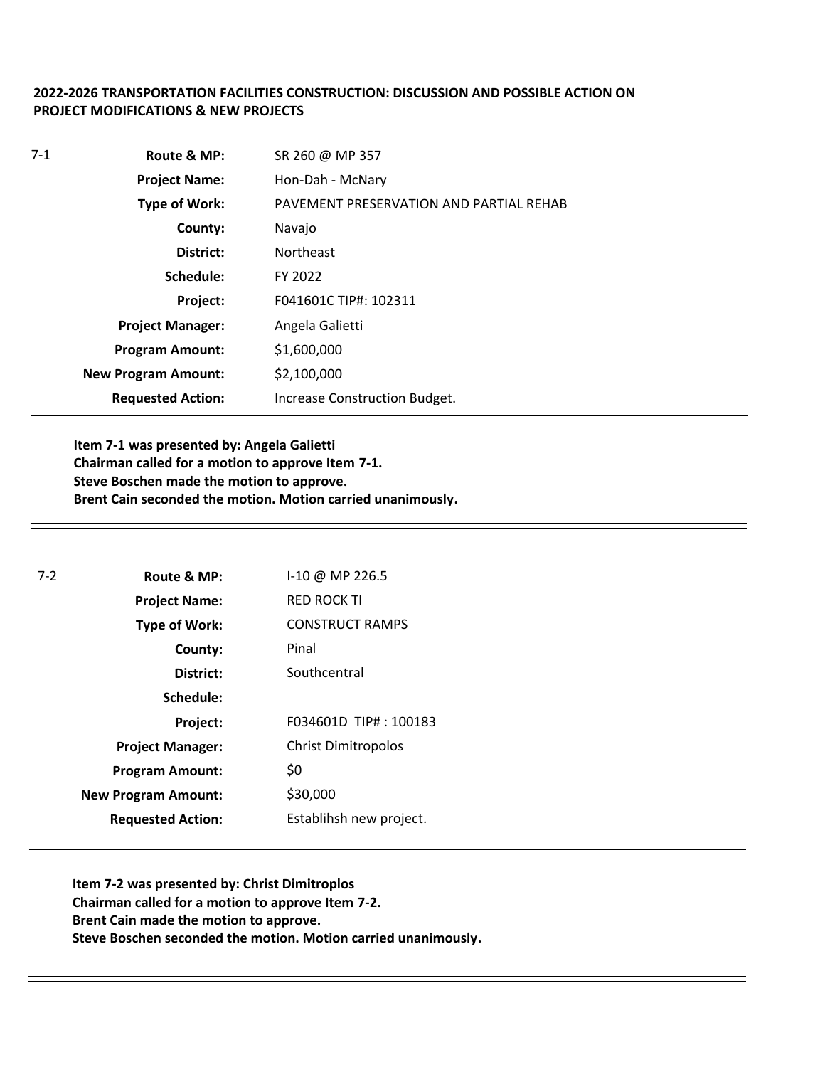**2022-2026 TRANSPORTATION FACILITIES CONSTRUCTION: DISCUSSION AND POSSIBLE ACTION ON PROJECT MODIFICATIONS & NEW PROJECTS**

7-1

| | |
|---|---|
| **Route & MP:** | SR 260 @ MP 357 |
| **Project Name:** | Hon-Dah - McNary |
| **Type of Work:** | PAVEMENT PRESERVATION AND PARTIAL REHAB |
| **County:** | Navajo |
| **District:** | Northeast |
| **Schedule:** | FY 2022 |
| **Project:** | F041601C TIP#: 102311 |
| **Project Manager:** | Angela Galietti |
| **Program Amount:** | $1,600,000 |
| **New Program Amount:** | $2,100,000 |
| **Requested Action:** | Increase Construction Budget. |

**Item 7-1 was presented by: Angela Galietti**
**Chairman called for a motion to approve Item 7-1.**
**Steve Boschen made the motion to approve.**
**Brent Cain seconded the motion. Motion carried unanimously.**

---

7-2

| | |
|---|---|
| **Route & MP:** | I-10 @ MP 226.5 |
| **Project Name:** | RED ROCK TI |
| **Type of Work:** | CONSTRUCT RAMPS |
| **County:** | Pinal |
| **District:** | Southcentral |
| **Schedule:** | |
| **Project:** | F034601D TIP# : 100183 |
| **Project Manager:** | Christ Dimitropolos |
| **Program Amount:** | $0 |
| **New Program Amount:** | $30,000 |
| **Requested Action:** | Establihsh new project. |

**Item 7-2 was presented by: Christ Dimitroplos**
**Chairman called for a motion to approve Item 7-2.**
**Brent Cain made the motion to approve.**
**Steve Boschen seconded the motion. Motion carried unanimously.**

---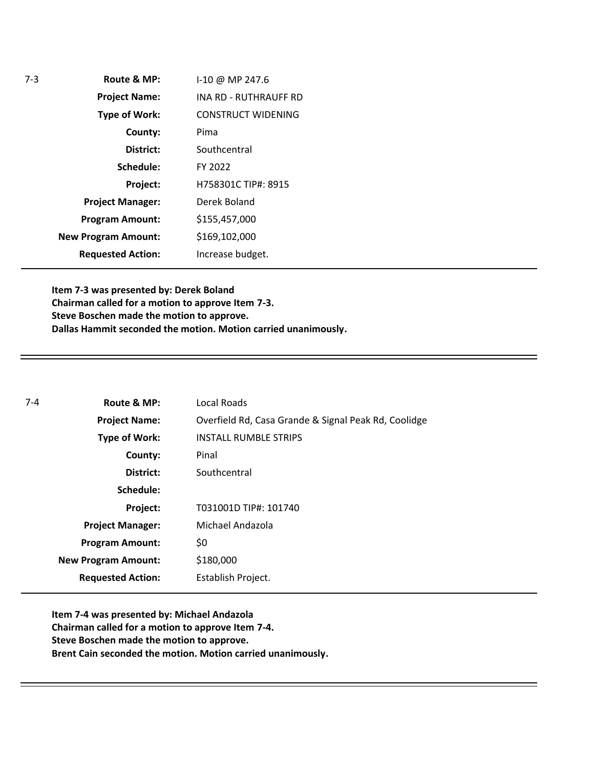| 7-3 | | |
|---|---|---|
| | **Route & MP:** | I-10 @ MP 247.6 |
| | **Project Name:** | INA RD - RUTHRAUFF RD |
| | **Type of Work:** | CONSTRUCT WIDENING |
| | **County:** | Pima |
| | **District:** | Southcentral |
| | **Schedule:** | FY 2022 |
| | **Project:** | H758301C TIP#: 8915 |
| | **Project Manager:** | Derek Boland |
| | **Program Amount:** | $155,457,000 |
| | **New Program Amount:** | $169,102,000 |
| | **Requested Action:** | Increase budget. |

**Item 7-3 was presented by: Derek Boland**
**Chairman called for a motion to approve Item 7-3.**
**Steve Boschen made the motion to approve.**
**Dallas Hammit seconded the motion. Motion carried unanimously.**

---

| 7-4 | | |
|---|---|---|
| | **Route & MP:** | Local Roads |
| | **Project Name:** | Overfield Rd, Casa Grande & Signal Peak Rd, Coolidge |
| | **Type of Work:** | INSTALL RUMBLE STRIPS |
| | **County:** | Pinal |
| | **District:** | Southcentral |
| | **Schedule:** | |
| | **Project:** | T031001D TIP#: 101740 |
| | **Project Manager:** | Michael Andazola |
| | **Program Amount:** | $0 |
| | **New Program Amount:** | $180,000 |
| | **Requested Action:** | Establish Project. |

**Item 7-4 was presented by: Michael Andazola**
**Chairman called for a motion to approve Item 7-4.**
**Steve Boschen made the motion to approve.**
**Brent Cain seconded the motion. Motion carried unanimously.**

---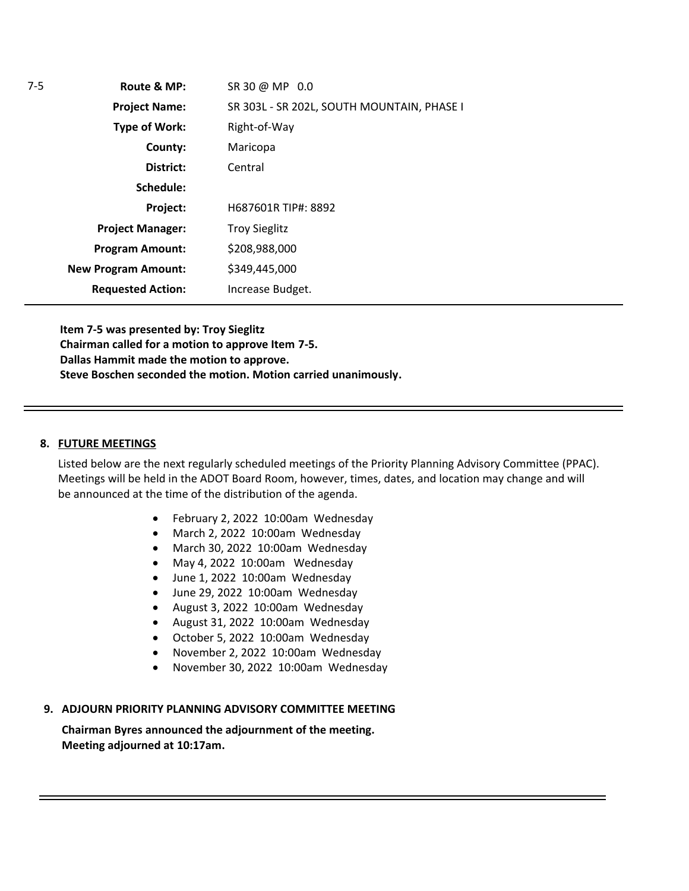| | | |
|---|---|---|
| 7-5 | **Route & MP:** | SR 30 @ MP 0.0 |
| | **Project Name:** | SR 303L - SR 202L, SOUTH MOUNTAIN, PHASE I |
| | **Type of Work:** | Right-of-Way |
| | **County:** | Maricopa |
| | **District:** | Central |
| | **Schedule:** | |
| | **Project:** | H687601R TIP#: 8892 |
| | **Project Manager:** | Troy Sieglitz |
| | **Program Amount:** | $208,988,000 |
| | **New Program Amount:** | $349,445,000 |
| | **Requested Action:** | Increase Budget. |

**Item 7-5 was presented by: Troy Sieglitz**
**Chairman called for a motion to approve Item 7-5.**
**Dallas Hammit made the motion to approve.**
**Steve Boschen seconded the motion. Motion carried unanimously.**

**8. FUTURE MEETINGS**

Listed below are the next regularly scheduled meetings of the Priority Planning Advisory Committee (PPAC). Meetings will be held in the ADOT Board Room, however, times, dates, and location may change and will be announced at the time of the distribution of the agenda.

- February 2, 2022 10:00am Wednesday
- March 2, 2022 10:00am Wednesday
- March 30, 2022 10:00am Wednesday
- May 4, 2022 10:00am Wednesday
- June 1, 2022 10:00am Wednesday
- June 29, 2022 10:00am Wednesday
- August 3, 2022 10:00am Wednesday
- August 31, 2022 10:00am Wednesday
- October 5, 2022 10:00am Wednesday
- November 2, 2022 10:00am Wednesday
- November 30, 2022 10:00am Wednesday

**9. ADJOURN PRIORITY PLANNING ADVISORY COMMITTEE MEETING**

**Chairman Byres announced the adjournment of the meeting.**
**Meeting adjourned at 10:17am.**